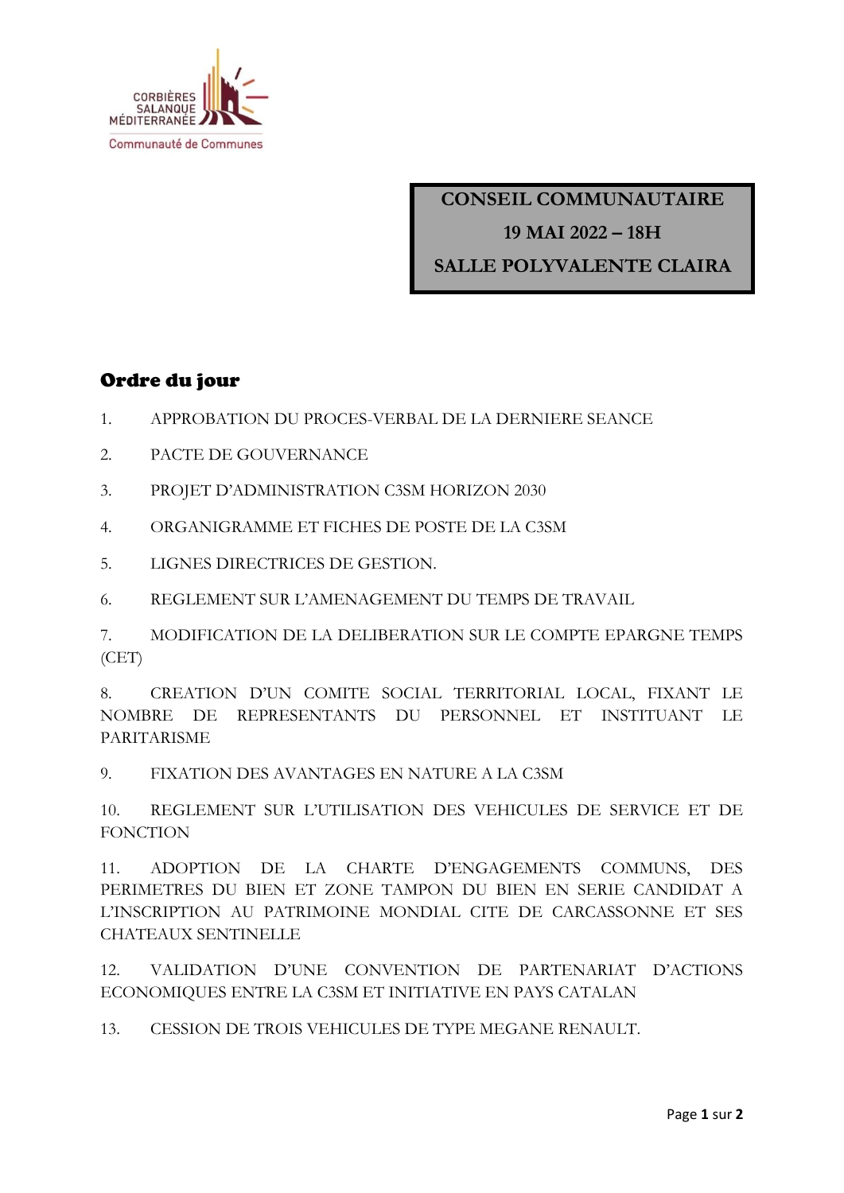CORBIÈRES
SALANQUE
MÉDITERRANÉE
Communauté de Communes

**CONSEIL COMMUNAUTAIRE**

**19 MAI 2022 – 18H**

**SALLE POLYVALENTE CLAIRA**

## Ordre du jour

1. APPROBATION DU PROCES-VERBAL DE LA DERNIERE SEANCE
2. PACTE DE GOUVERNANCE
3. PROJET D'ADMINISTRATION C3SM HORIZON 2030
4. ORGANIGRAMME ET FICHES DE POSTE DE LA C3SM
5. LIGNES DIRECTRICES DE GESTION.
6. REGLEMENT SUR L'AMENAGEMENT DU TEMPS DE TRAVAIL
7. MODIFICATION DE LA DELIBERATION SUR LE COMPTE EPARGNE TEMPS (CET)
8. CREATION D'UN COMITE SOCIAL TERRITORIAL LOCAL, FIXANT LE NOMBRE DE REPRESENTANTS DU PERSONNEL ET INSTITUANT LE PARITARISME
9. FIXATION DES AVANTAGES EN NATURE A LA C3SM
10. REGLEMENT SUR L'UTILISATION DES VEHICULES DE SERVICE ET DE FONCTION
11. ADOPTION DE LA CHARTE D'ENGAGEMENTS COMMUNS, DES PERIMETRES DU BIEN ET ZONE TAMPON DU BIEN EN SERIE CANDIDAT A L'INSCRIPTION AU PATRIMOINE MONDIAL CITE DE CARCASSONNE ET SES CHATEAUX SENTINELLE
12. VALIDATION D'UNE CONVENTION DE PARTENARIAT D'ACTIONS ECONOMIQUES ENTRE LA C3SM ET INITIATIVE EN PAYS CATALAN
13. CESSION DE TROIS VEHICULES DE TYPE MEGANE RENAULT.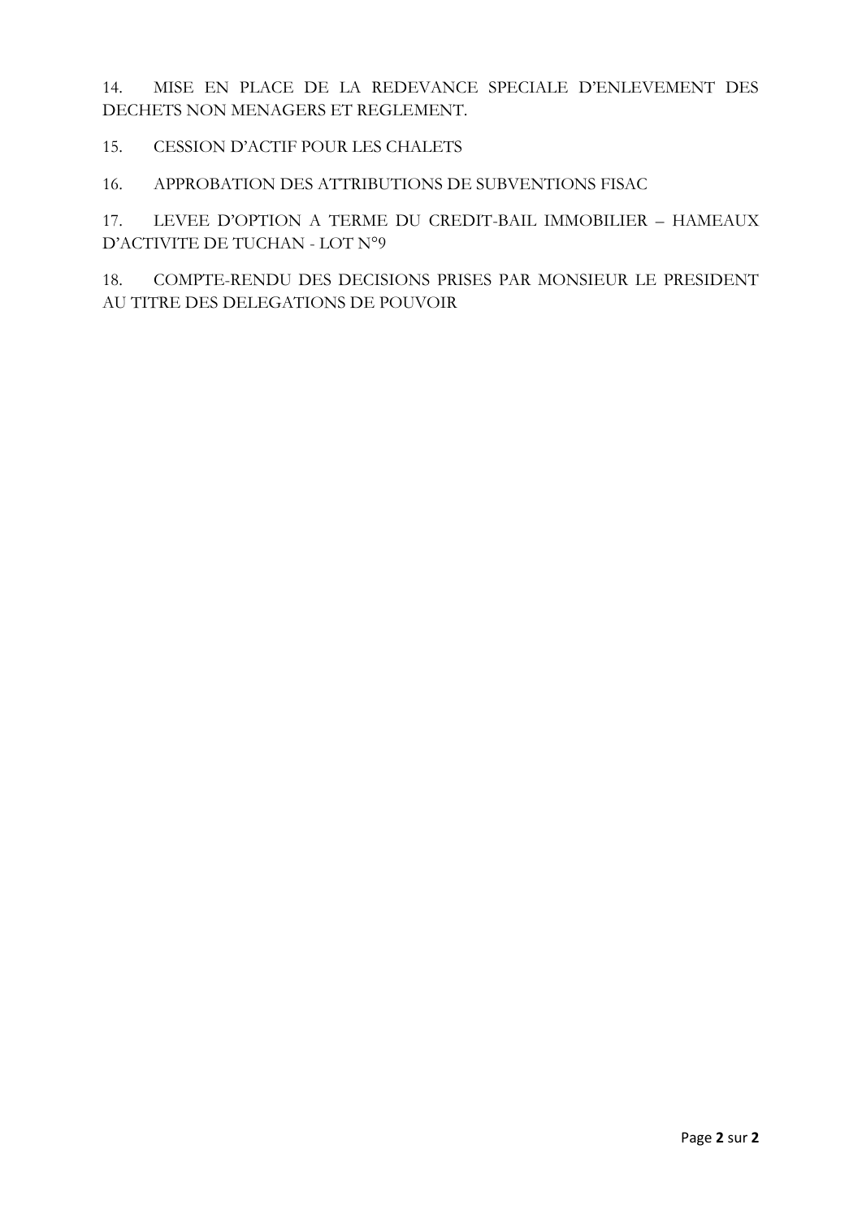14. MISE EN PLACE DE LA REDEVANCE SPECIALE D'ENLEVEMENT DES DECHETS NON MENAGERS ET REGLEMENT.

15. CESSION D'ACTIF POUR LES CHALETS

16. APPROBATION DES ATTRIBUTIONS DE SUBVENTIONS FISAC

17. LEVEE D'OPTION A TERME DU CREDIT-BAIL IMMOBILIER – HAMEAUX D'ACTIVITE DE TUCHAN - LOT N°9

18. COMPTE-RENDU DES DECISIONS PRISES PAR MONSIEUR LE PRESIDENT AU TITRE DES DELEGATIONS DE POUVOIR